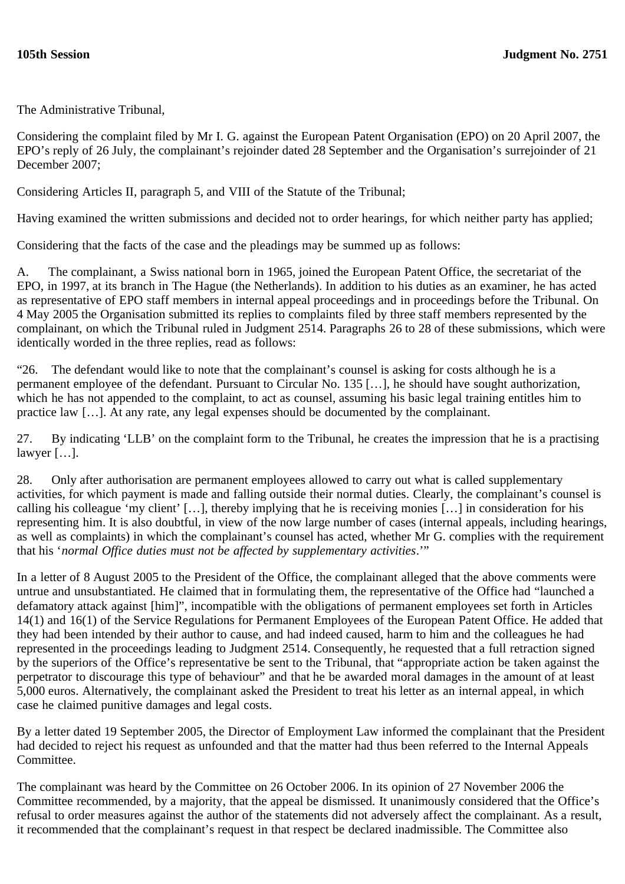**105th Session** **Judgment No. 2751**

The Administrative Tribunal,

Considering the complaint filed by Mr I. G. against the European Patent Organisation (EPO) on 20 April 2007, the EPO's reply of 26 July, the complainant's rejoinder dated 28 September and the Organisation's surrejoinder of 21 December 2007;

Considering Articles II, paragraph 5, and VIII of the Statute of the Tribunal;

Having examined the written submissions and decided not to order hearings, for which neither party has applied;

Considering that the facts of the case and the pleadings may be summed up as follows:

A. The complainant, a Swiss national born in 1965, joined the European Patent Office, the secretariat of the EPO, in 1997, at its branch in The Hague (the Netherlands). In addition to his duties as an examiner, he has acted as representative of EPO staff members in internal appeal proceedings and in proceedings before the Tribunal. On 4 May 2005 the Organisation submitted its replies to complaints filed by three staff members represented by the complainant, on which the Tribunal ruled in Judgment 2514. Paragraphs 26 to 28 of these submissions, which were identically worded in the three replies, read as follows:

"26. The defendant would like to note that the complainant's counsel is asking for costs although he is a permanent employee of the defendant. Pursuant to Circular No. 135 […], he should have sought authorization, which he has not appended to the complaint, to act as counsel, assuming his basic legal training entitles him to practice law […]. At any rate, any legal expenses should be documented by the complainant.

27. By indicating 'LLB' on the complaint form to the Tribunal, he creates the impression that he is a practising lawyer […].

28. Only after authorisation are permanent employees allowed to carry out what is called supplementary activities, for which payment is made and falling outside their normal duties. Clearly, the complainant's counsel is calling his colleague 'my client' […], thereby implying that he is receiving monies […] in consideration for his representing him. It is also doubtful, in view of the now large number of cases (internal appeals, including hearings, as well as complaints) in which the complainant's counsel has acted, whether Mr G. complies with the requirement that his '*normal Office duties must not be affected by supplementary activities*.'"

In a letter of 8 August 2005 to the President of the Office, the complainant alleged that the above comments were untrue and unsubstantiated. He claimed that in formulating them, the representative of the Office had "launched a defamatory attack against [him]", incompatible with the obligations of permanent employees set forth in Articles 14(1) and 16(1) of the Service Regulations for Permanent Employees of the European Patent Office. He added that they had been intended by their author to cause, and had indeed caused, harm to him and the colleagues he had represented in the proceedings leading to Judgment 2514. Consequently, he requested that a full retraction signed by the superiors of the Office's representative be sent to the Tribunal, that "appropriate action be taken against the perpetrator to discourage this type of behaviour" and that he be awarded moral damages in the amount of at least 5,000 euros. Alternatively, the complainant asked the President to treat his letter as an internal appeal, in which case he claimed punitive damages and legal costs.

By a letter dated 19 September 2005, the Director of Employment Law informed the complainant that the President had decided to reject his request as unfounded and that the matter had thus been referred to the Internal Appeals Committee.

The complainant was heard by the Committee on 26 October 2006. In its opinion of 27 November 2006 the Committee recommended, by a majority, that the appeal be dismissed. It unanimously considered that the Office's refusal to order measures against the author of the statements did not adversely affect the complainant. As a result, it recommended that the complainant's request in that respect be declared inadmissible. The Committee also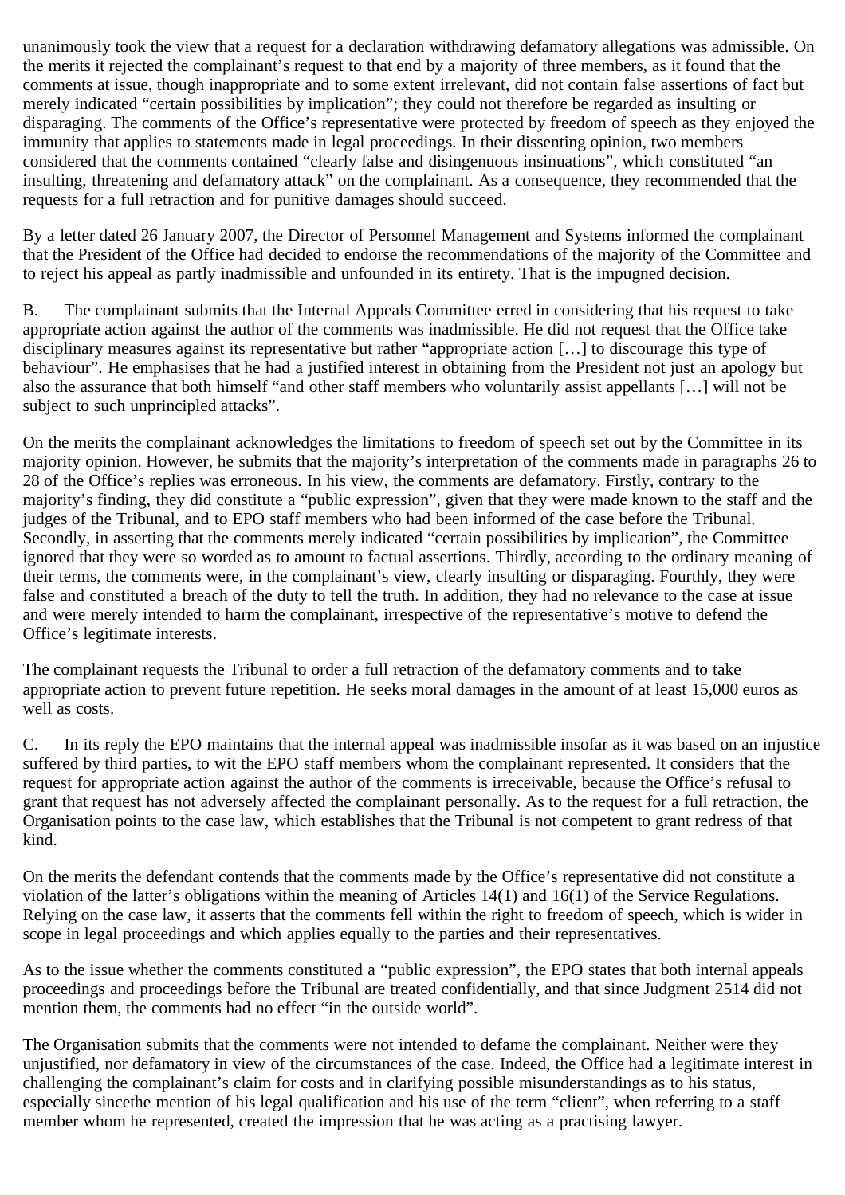unanimously took the view that a request for a declaration withdrawing defamatory allegations was admissible. On the merits it rejected the complainant's request to that end by a majority of three members, as it found that the comments at issue, though inappropriate and to some extent irrelevant, did not contain false assertions of fact but merely indicated "certain possibilities by implication"; they could not therefore be regarded as insulting or disparaging. The comments of the Office's representative were protected by freedom of speech as they enjoyed the immunity that applies to statements made in legal proceedings. In their dissenting opinion, two members considered that the comments contained "clearly false and disingenuous insinuations", which constituted "an insulting, threatening and defamatory attack" on the complainant. As a consequence, they recommended that the requests for a full retraction and for punitive damages should succeed.

By a letter dated 26 January 2007, the Director of Personnel Management and Systems informed the complainant that the President of the Office had decided to endorse the recommendations of the majority of the Committee and to reject his appeal as partly inadmissible and unfounded in its entirety. That is the impugned decision.

B. The complainant submits that the Internal Appeals Committee erred in considering that his request to take appropriate action against the author of the comments was inadmissible. He did not request that the Office take disciplinary measures against its representative but rather "appropriate action […] to discourage this type of behaviour". He emphasises that he had a justified interest in obtaining from the President not just an apology but also the assurance that both himself "and other staff members who voluntarily assist appellants […] will not be subject to such unprincipled attacks".

On the merits the complainant acknowledges the limitations to freedom of speech set out by the Committee in its majority opinion. However, he submits that the majority's interpretation of the comments made in paragraphs 26 to 28 of the Office's replies was erroneous. In his view, the comments are defamatory. Firstly, contrary to the majority's finding, they did constitute a "public expression", given that they were made known to the staff and the judges of the Tribunal, and to EPO staff members who had been informed of the case before the Tribunal. Secondly, in asserting that the comments merely indicated "certain possibilities by implication", the Committee ignored that they were so worded as to amount to factual assertions. Thirdly, according to the ordinary meaning of their terms, the comments were, in the complainant's view, clearly insulting or disparaging. Fourthly, they were false and constituted a breach of the duty to tell the truth. In addition, they had no relevance to the case at issue and were merely intended to harm the complainant, irrespective of the representative's motive to defend the Office's legitimate interests.

The complainant requests the Tribunal to order a full retraction of the defamatory comments and to take appropriate action to prevent future repetition. He seeks moral damages in the amount of at least 15,000 euros as well as costs.

C. In its reply the EPO maintains that the internal appeal was inadmissible insofar as it was based on an injustice suffered by third parties, to wit the EPO staff members whom the complainant represented. It considers that the request for appropriate action against the author of the comments is irreceivable, because the Office's refusal to grant that request has not adversely affected the complainant personally. As to the request for a full retraction, the Organisation points to the case law, which establishes that the Tribunal is not competent to grant redress of that kind.

On the merits the defendant contends that the comments made by the Office's representative did not constitute a violation of the latter's obligations within the meaning of Articles 14(1) and 16(1) of the Service Regulations. Relying on the case law, it asserts that the comments fell within the right to freedom of speech, which is wider in scope in legal proceedings and which applies equally to the parties and their representatives.

As to the issue whether the comments constituted a "public expression", the EPO states that both internal appeals proceedings and proceedings before the Tribunal are treated confidentially, and that since Judgment 2514 did not mention them, the comments had no effect "in the outside world".

The Organisation submits that the comments were not intended to defame the complainant. Neither were they unjustified, nor defamatory in view of the circumstances of the case. Indeed, the Office had a legitimate interest in challenging the complainant's claim for costs and in clarifying possible misunderstandings as to his status, especially sincethe mention of his legal qualification and his use of the term "client", when referring to a staff member whom he represented, created the impression that he was acting as a practising lawyer.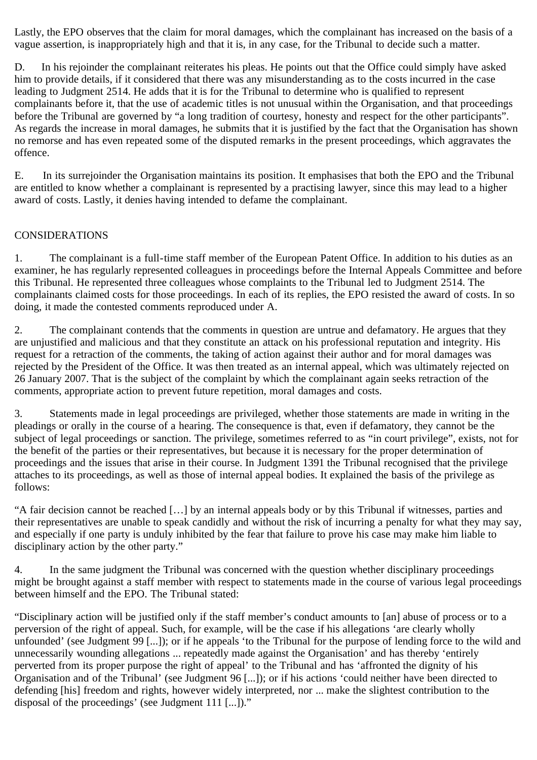Lastly, the EPO observes that the claim for moral damages, which the complainant has increased on the basis of a vague assertion, is inappropriately high and that it is, in any case, for the Tribunal to decide such a matter.

D. In his rejoinder the complainant reiterates his pleas. He points out that the Office could simply have asked him to provide details, if it considered that there was any misunderstanding as to the costs incurred in the case leading to Judgment 2514. He adds that it is for the Tribunal to determine who is qualified to represent complainants before it, that the use of academic titles is not unusual within the Organisation, and that proceedings before the Tribunal are governed by "a long tradition of courtesy, honesty and respect for the other participants". As regards the increase in moral damages, he submits that it is justified by the fact that the Organisation has shown no remorse and has even repeated some of the disputed remarks in the present proceedings, which aggravates the offence.

E. In its surrejoinder the Organisation maintains its position. It emphasises that both the EPO and the Tribunal are entitled to know whether a complainant is represented by a practising lawyer, since this may lead to a higher award of costs. Lastly, it denies having intended to defame the complainant.

CONSIDERATIONS

1. The complainant is a full-time staff member of the European Patent Office. In addition to his duties as an examiner, he has regularly represented colleagues in proceedings before the Internal Appeals Committee and before this Tribunal. He represented three colleagues whose complaints to the Tribunal led to Judgment 2514. The complainants claimed costs for those proceedings. In each of its replies, the EPO resisted the award of costs. In so doing, it made the contested comments reproduced under A.

2. The complainant contends that the comments in question are untrue and defamatory. He argues that they are unjustified and malicious and that they constitute an attack on his professional reputation and integrity. His request for a retraction of the comments, the taking of action against their author and for moral damages was rejected by the President of the Office. It was then treated as an internal appeal, which was ultimately rejected on 26 January 2007. That is the subject of the complaint by which the complainant again seeks retraction of the comments, appropriate action to prevent future repetition, moral damages and costs.

3. Statements made in legal proceedings are privileged, whether those statements are made in writing in the pleadings or orally in the course of a hearing. The consequence is that, even if defamatory, they cannot be the subject of legal proceedings or sanction. The privilege, sometimes referred to as "in court privilege", exists, not for the benefit of the parties or their representatives, but because it is necessary for the proper determination of proceedings and the issues that arise in their course. In Judgment 1391 the Tribunal recognised that the privilege attaches to its proceedings, as well as those of internal appeal bodies. It explained the basis of the privilege as follows:

"A fair decision cannot be reached […] by an internal appeals body or by this Tribunal if witnesses, parties and their representatives are unable to speak candidly and without the risk of incurring a penalty for what they may say, and especially if one party is unduly inhibited by the fear that failure to prove his case may make him liable to disciplinary action by the other party."

4. In the same judgment the Tribunal was concerned with the question whether disciplinary proceedings might be brought against a staff member with respect to statements made in the course of various legal proceedings between himself and the EPO. The Tribunal stated:

"Disciplinary action will be justified only if the staff member's conduct amounts to [an] abuse of process or to a perversion of the right of appeal. Such, for example, will be the case if his allegations 'are clearly wholly unfounded' (see Judgment 99 [...]); or if he appeals 'to the Tribunal for the purpose of lending force to the wild and unnecessarily wounding allegations ... repeatedly made against the Organisation' and has thereby 'entirely perverted from its proper purpose the right of appeal' to the Tribunal and has 'affronted the dignity of his Organisation and of the Tribunal' (see Judgment 96 [...]); or if his actions 'could neither have been directed to defending [his] freedom and rights, however widely interpreted, nor ... make the slightest contribution to the disposal of the proceedings' (see Judgment 111 [...])."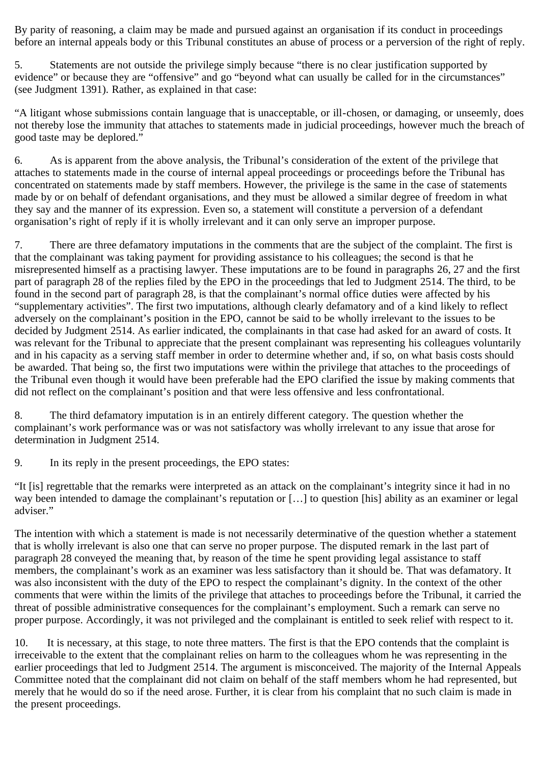By parity of reasoning, a claim may be made and pursued against an organisation if its conduct in proceedings before an internal appeals body or this Tribunal constitutes an abuse of process or a perversion of the right of reply.

5. Statements are not outside the privilege simply because "there is no clear justification supported by evidence" or because they are "offensive" and go "beyond what can usually be called for in the circumstances" (see Judgment 1391). Rather, as explained in that case:

"A litigant whose submissions contain language that is unacceptable, or ill-chosen, or damaging, or unseemly, does not thereby lose the immunity that attaches to statements made in judicial proceedings, however much the breach of good taste may be deplored."

6. As is apparent from the above analysis, the Tribunal's consideration of the extent of the privilege that attaches to statements made in the course of internal appeal proceedings or proceedings before the Tribunal has concentrated on statements made by staff members. However, the privilege is the same in the case of statements made by or on behalf of defendant organisations, and they must be allowed a similar degree of freedom in what they say and the manner of its expression. Even so, a statement will constitute a perversion of a defendant organisation's right of reply if it is wholly irrelevant and it can only serve an improper purpose.

7. There are three defamatory imputations in the comments that are the subject of the complaint. The first is that the complainant was taking payment for providing assistance to his colleagues; the second is that he misrepresented himself as a practising lawyer. These imputations are to be found in paragraphs 26, 27 and the first part of paragraph 28 of the replies filed by the EPO in the proceedings that led to Judgment 2514. The third, to be found in the second part of paragraph 28, is that the complainant's normal office duties were affected by his "supplementary activities". The first two imputations, although clearly defamatory and of a kind likely to reflect adversely on the complainant's position in the EPO, cannot be said to be wholly irrelevant to the issues to be decided by Judgment 2514. As earlier indicated, the complainants in that case had asked for an award of costs. It was relevant for the Tribunal to appreciate that the present complainant was representing his colleagues voluntarily and in his capacity as a serving staff member in order to determine whether and, if so, on what basis costs should be awarded. That being so, the first two imputations were within the privilege that attaches to the proceedings of the Tribunal even though it would have been preferable had the EPO clarified the issue by making comments that did not reflect on the complainant's position and that were less offensive and less confrontational.

8. The third defamatory imputation is in an entirely different category. The question whether the complainant's work performance was or was not satisfactory was wholly irrelevant to any issue that arose for determination in Judgment 2514.

9. In its reply in the present proceedings, the EPO states:

"It [is] regrettable that the remarks were interpreted as an attack on the complainant's integrity since it had in no way been intended to damage the complainant's reputation or […] to question [his] ability as an examiner or legal adviser."

The intention with which a statement is made is not necessarily determinative of the question whether a statement that is wholly irrelevant is also one that can serve no proper purpose. The disputed remark in the last part of paragraph 28 conveyed the meaning that, by reason of the time he spent providing legal assistance to staff members, the complainant's work as an examiner was less satisfactory than it should be. That was defamatory. It was also inconsistent with the duty of the EPO to respect the complainant's dignity. In the context of the other comments that were within the limits of the privilege that attaches to proceedings before the Tribunal, it carried the threat of possible administrative consequences for the complainant's employment. Such a remark can serve no proper purpose. Accordingly, it was not privileged and the complainant is entitled to seek relief with respect to it.

10. It is necessary, at this stage, to note three matters. The first is that the EPO contends that the complaint is irreceivable to the extent that the complainant relies on harm to the colleagues whom he was representing in the earlier proceedings that led to Judgment 2514. The argument is misconceived. The majority of the Internal Appeals Committee noted that the complainant did not claim on behalf of the staff members whom he had represented, but merely that he would do so if the need arose. Further, it is clear from his complaint that no such claim is made in the present proceedings.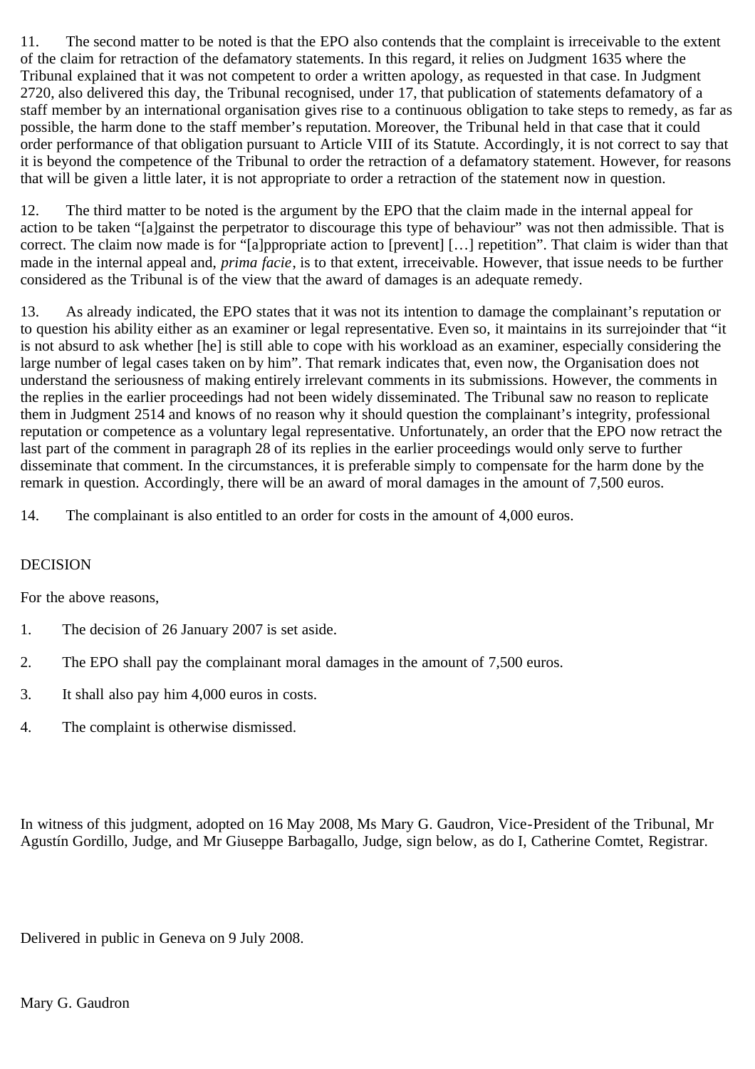11. The second matter to be noted is that the EPO also contends that the complaint is irreceivable to the extent of the claim for retraction of the defamatory statements. In this regard, it relies on Judgment 1635 where the Tribunal explained that it was not competent to order a written apology, as requested in that case. In Judgment 2720, also delivered this day, the Tribunal recognised, under 17, that publication of statements defamatory of a staff member by an international organisation gives rise to a continuous obligation to take steps to remedy, as far as possible, the harm done to the staff member's reputation. Moreover, the Tribunal held in that case that it could order performance of that obligation pursuant to Article VIII of its Statute. Accordingly, it is not correct to say that it is beyond the competence of the Tribunal to order the retraction of a defamatory statement. However, for reasons that will be given a little later, it is not appropriate to order a retraction of the statement now in question.

12. The third matter to be noted is the argument by the EPO that the claim made in the internal appeal for action to be taken "[a]gainst the perpetrator to discourage this type of behaviour" was not then admissible. That is correct. The claim now made is for "[a]ppropriate action to [prevent] […] repetition". That claim is wider than that made in the internal appeal and, *prima facie*, is to that extent, irreceivable. However, that issue needs to be further considered as the Tribunal is of the view that the award of damages is an adequate remedy.

13. As already indicated, the EPO states that it was not its intention to damage the complainant's reputation or to question his ability either as an examiner or legal representative. Even so, it maintains in its surrejoinder that "it is not absurd to ask whether [he] is still able to cope with his workload as an examiner, especially considering the large number of legal cases taken on by him". That remark indicates that, even now, the Organisation does not understand the seriousness of making entirely irrelevant comments in its submissions. However, the comments in the replies in the earlier proceedings had not been widely disseminated. The Tribunal saw no reason to replicate them in Judgment 2514 and knows of no reason why it should question the complainant's integrity, professional reputation or competence as a voluntary legal representative. Unfortunately, an order that the EPO now retract the last part of the comment in paragraph 28 of its replies in the earlier proceedings would only serve to further disseminate that comment. In the circumstances, it is preferable simply to compensate for the harm done by the remark in question. Accordingly, there will be an award of moral damages in the amount of 7,500 euros.

14. The complainant is also entitled to an order for costs in the amount of 4,000 euros.

DECISION

For the above reasons,

1. The decision of 26 January 2007 is set aside.
2. The EPO shall pay the complainant moral damages in the amount of 7,500 euros.
3. It shall also pay him 4,000 euros in costs.
4. The complaint is otherwise dismissed.

In witness of this judgment, adopted on 16 May 2008, Ms Mary G. Gaudron, Vice-President of the Tribunal, Mr Agustín Gordillo, Judge, and Mr Giuseppe Barbagallo, Judge, sign below, as do I, Catherine Comtet, Registrar.

Delivered in public in Geneva on 9 July 2008.

Mary G. Gaudron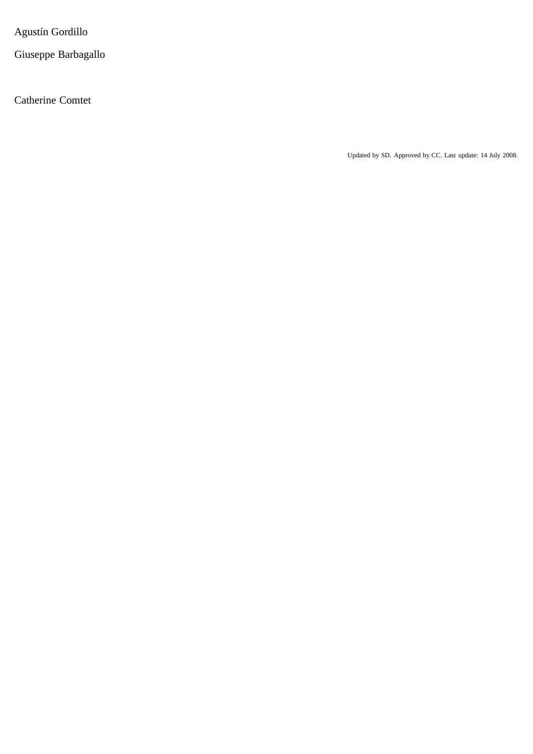Agustín Gordillo

Giuseppe Barbagallo

Catherine Comtet

Updated by SD. Approved by CC. Last update: 14 July 2008.